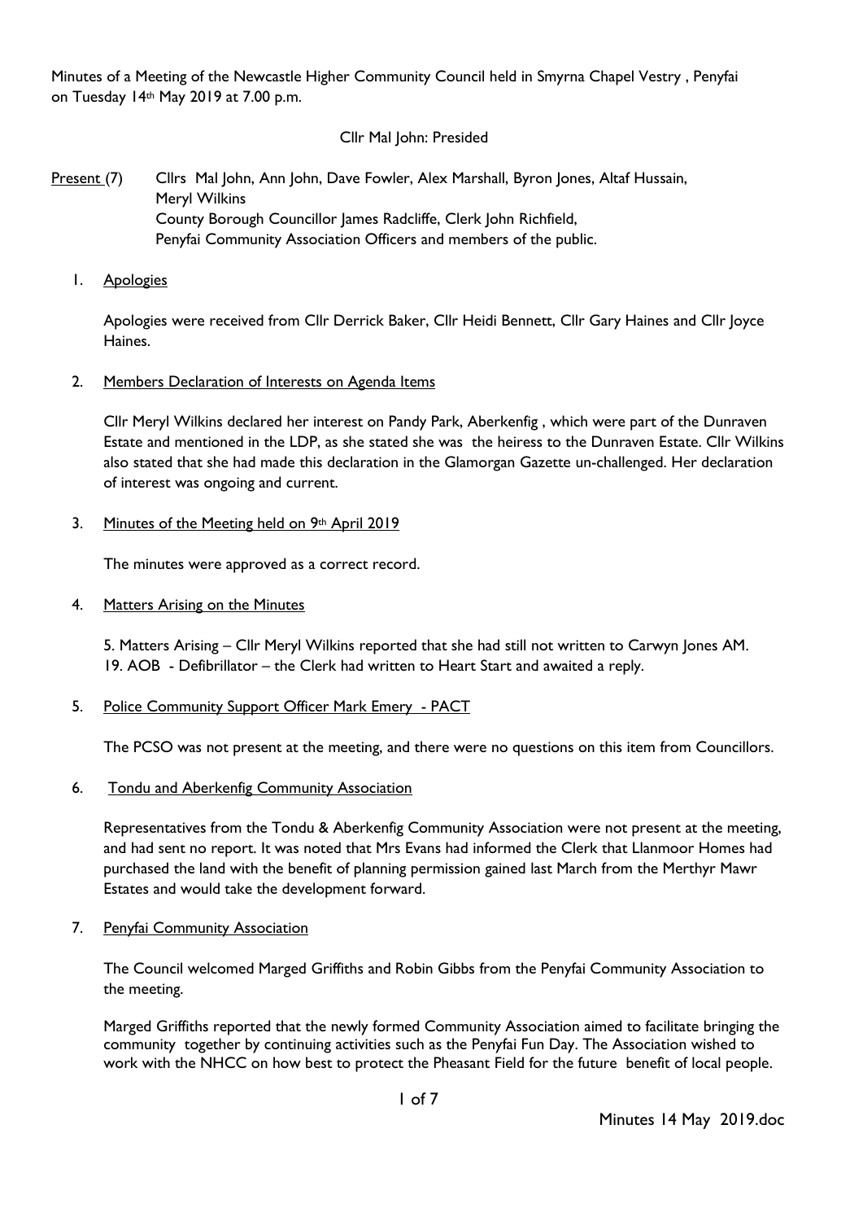Minutes of a Meeting of the Newcastle Higher Community Council held in Smyrna Chapel Vestry , Penyfai on Tuesday 14th May 2019 at 7.00 p.m.

Cllr Mal John: Presided

Present (7) Cllrs Mal John, Ann John, Dave Fowler, Alex Marshall, Byron Jones, Altaf Hussain, Meryl Wilkins
County Borough Councillor James Radcliffe, Clerk John Richfield,
Penyfai Community Association Officers and members of the public.

1. Apologies

Apologies were received from Cllr Derrick Baker, Cllr Heidi Bennett, Cllr Gary Haines and Cllr Joyce Haines.

2. Members Declaration of Interests on Agenda Items

Cllr Meryl Wilkins declared her interest on Pandy Park, Aberkenfig , which were part of the Dunraven Estate and mentioned in the LDP, as she stated she was the heiress to the Dunraven Estate. Cllr Wilkins also stated that she had made this declaration in the Glamorgan Gazette un-challenged. Her declaration of interest was ongoing and current.

3. Minutes of the Meeting held on 9th April 2019

The minutes were approved as a correct record.

4. Matters Arising on the Minutes

5. Matters Arising – Cllr Meryl Wilkins reported that she had still not written to Carwyn Jones AM.
19. AOB - Defibrillator – the Clerk had written to Heart Start and awaited a reply.

5. Police Community Support Officer Mark Emery - PACT

The PCSO was not present at the meeting, and there were no questions on this item from Councillors.

6. Tondu and Aberkenfig Community Association

Representatives from the Tondu & Aberkenfig Community Association were not present at the meeting, and had sent no report. It was noted that Mrs Evans had informed the Clerk that Llanmoor Homes had purchased the land with the benefit of planning permission gained last March from the Merthyr Mawr Estates and would take the development forward.

7. Penyfai Community Association

The Council welcomed Marged Griffiths and Robin Gibbs from the Penyfai Community Association to the meeting.

Marged Griffiths reported that the newly formed Community Association aimed to facilitate bringing the community together by continuing activities such as the Penyfai Fun Day. The Association wished to work with the NHCC on how best to protect the Pheasant Field for the future benefit of local people.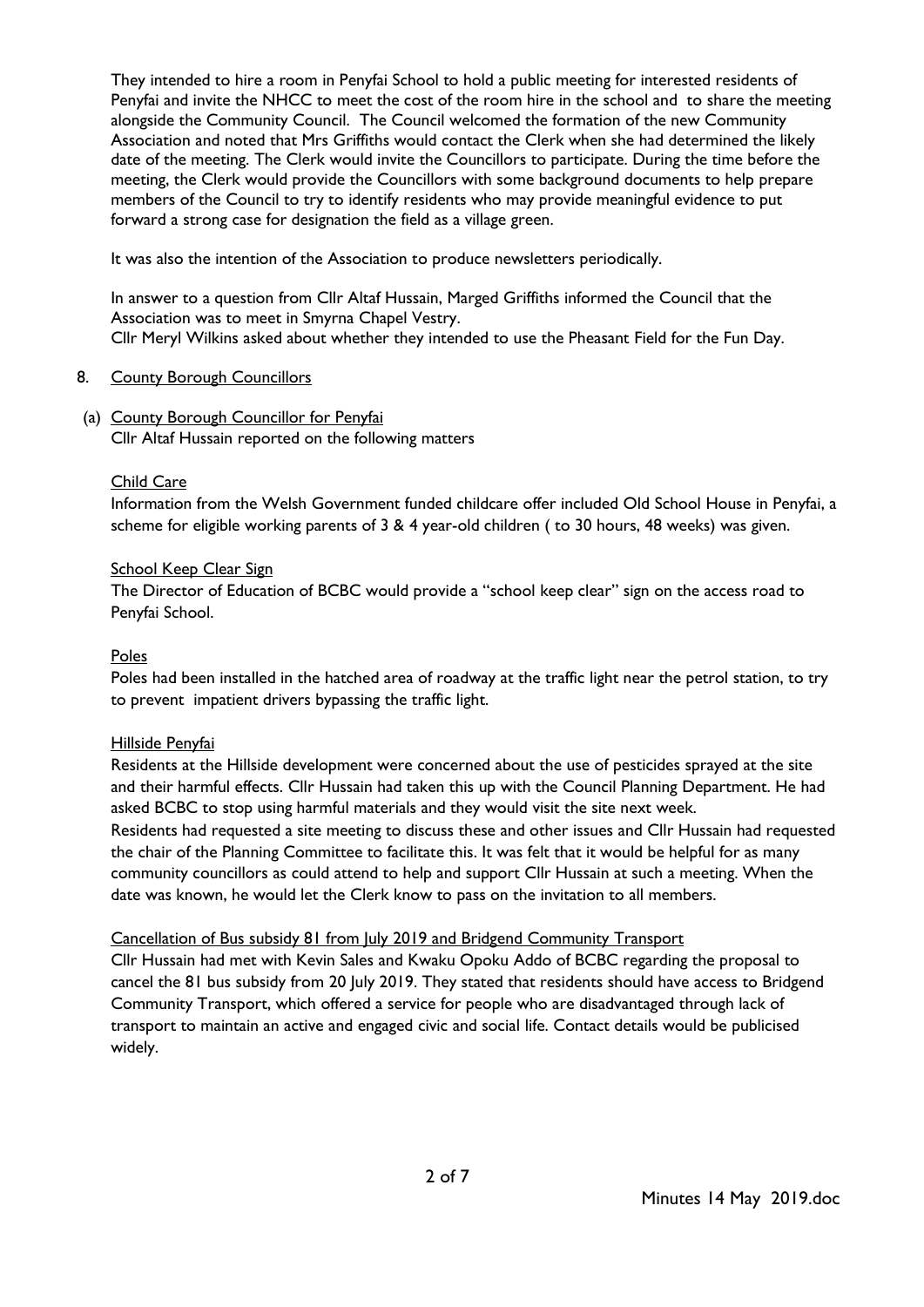They intended to hire a room in Penyfai School to hold a public meeting for interested residents of Penyfai and invite the NHCC to meet the cost of the room hire in the school and to share the meeting alongside the Community Council. The Council welcomed the formation of the new Community Association and noted that Mrs Griffiths would contact the Clerk when she had determined the likely date of the meeting. The Clerk would invite the Councillors to participate. During the time before the meeting, the Clerk would provide the Councillors with some background documents to help prepare members of the Council to try to identify residents who may provide meaningful evidence to put forward a strong case for designation the field as a village green.

It was also the intention of the Association to produce newsletters periodically.

In answer to a question from Cllr Altaf Hussain, Marged Griffiths informed the Council that the Association was to meet in Smyrna Chapel Vestry.
Cllr Meryl Wilkins asked about whether they intended to use the Pheasant Field for the Fun Day.

8. County Borough Councillors

(a) County Borough Councillor for Penyfai
Cllr Altaf Hussain reported on the following matters

Child Care

Information from the Welsh Government funded childcare offer included Old School House in Penyfai, a scheme for eligible working parents of 3 & 4 year-old children ( to 30 hours, 48 weeks) was given.

School Keep Clear Sign

The Director of Education of BCBC would provide a "school keep clear" sign on the access road to Penyfai School.

Poles

Poles had been installed in the hatched area of roadway at the traffic light near the petrol station, to try to prevent impatient drivers bypassing the traffic light.

Hillside Penyfai

Residents at the Hillside development were concerned about the use of pesticides sprayed at the site and their harmful effects. Cllr Hussain had taken this up with the Council Planning Department. He had asked BCBC to stop using harmful materials and they would visit the site next week.
Residents had requested a site meeting to discuss these and other issues and Cllr Hussain had requested the chair of the Planning Committee to facilitate this. It was felt that it would be helpful for as many community councillors as could attend to help and support Cllr Hussain at such a meeting. When the date was known, he would let the Clerk know to pass on the invitation to all members.

Cancellation of Bus subsidy 81 from July 2019 and Bridgend Community Transport

Cllr Hussain had met with Kevin Sales and Kwaku Opoku Addo of BCBC regarding the proposal to cancel the 81 bus subsidy from 20 July 2019. They stated that residents should have access to Bridgend Community Transport, which offered a service for people who are disadvantaged through lack of transport to maintain an active and engaged civic and social life. Contact details would be publicised widely.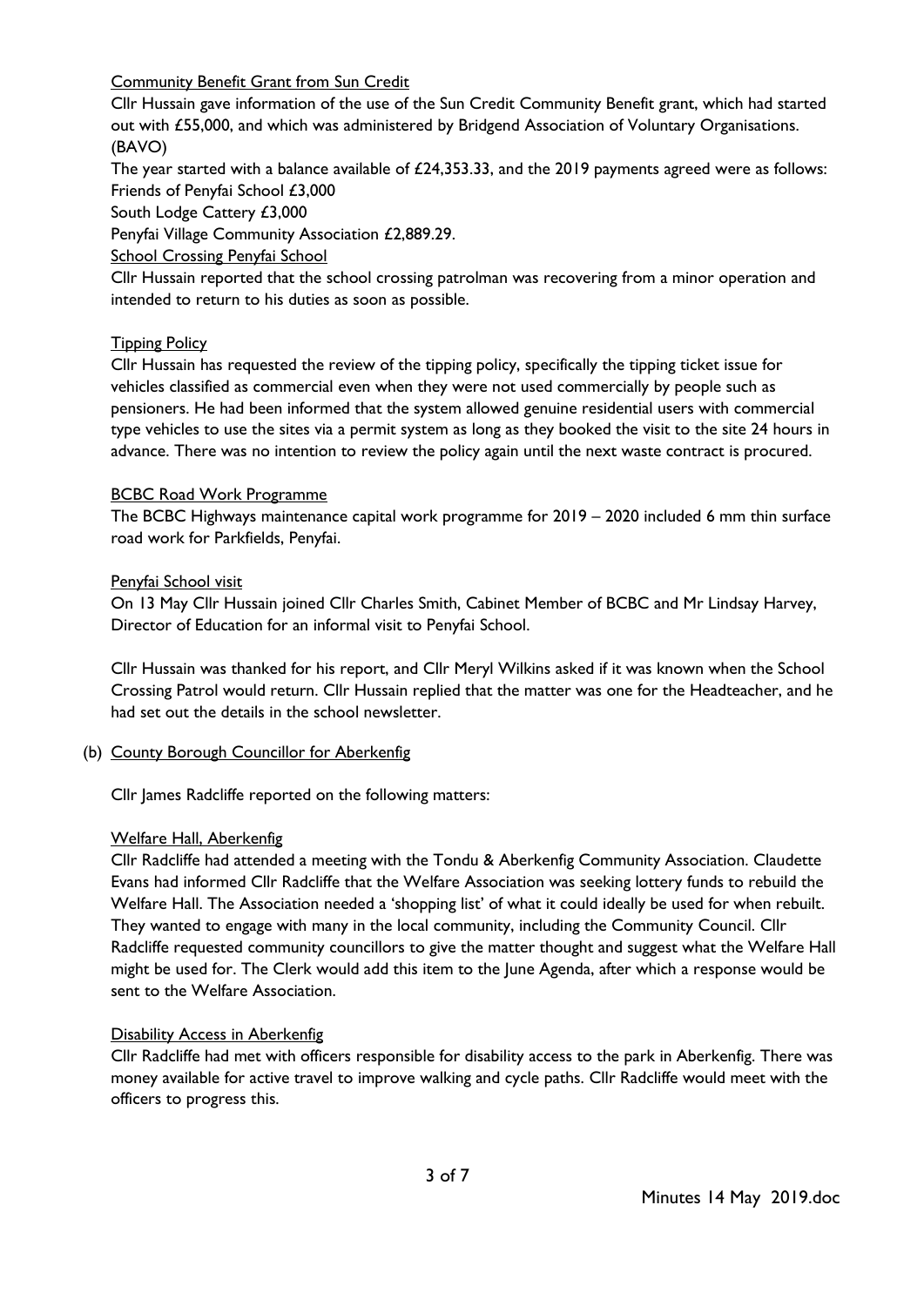Community Benefit Grant from Sun Credit

Cllr Hussain gave information of the use of the Sun Credit Community Benefit grant, which had started out with £55,000, and which was administered by Bridgend Association of Voluntary Organisations. (BAVO)

The year started with a balance available of £24,353.33, and the 2019 payments agreed were as follows:
Friends of Penyfai School £3,000
South Lodge Cattery £3,000
Penyfai Village Community Association £2,889.29.

School Crossing Penyfai School

Cllr Hussain reported that the school crossing patrolman was recovering from a minor operation and intended to return to his duties as soon as possible.

Tipping Policy

Cllr Hussain has requested the review of the tipping policy, specifically the tipping ticket issue for vehicles classified as commercial even when they were not used commercially by people such as pensioners. He had been informed that the system allowed genuine residential users with commercial type vehicles to use the sites via a permit system as long as they booked the visit to the site 24 hours in advance. There was no intention to review the policy again until the next waste contract is procured.

BCBC Road Work Programme

The BCBC Highways maintenance capital work programme for 2019 – 2020 included 6 mm thin surface road work for Parkfields, Penyfai.

Penyfai School visit

On 13 May Cllr Hussain joined Cllr Charles Smith, Cabinet Member of BCBC and Mr Lindsay Harvey, Director of Education for an informal visit to Penyfai School.

Cllr Hussain was thanked for his report, and Cllr Meryl Wilkins asked if it was known when the School Crossing Patrol would return. Cllr Hussain replied that the matter was one for the Headteacher, and he had set out the details in the school newsletter.

(b) County Borough Councillor for Aberkenfig

Cllr James Radcliffe reported on the following matters:

Welfare Hall, Aberkenfig

Cllr Radcliffe had attended a meeting with the Tondu & Aberkenfig Community Association. Claudette Evans had informed Cllr Radcliffe that the Welfare Association was seeking lottery funds to rebuild the Welfare Hall. The Association needed a 'shopping list' of what it could ideally be used for when rebuilt. They wanted to engage with many in the local community, including the Community Council. Cllr Radcliffe requested community councillors to give the matter thought and suggest what the Welfare Hall might be used for. The Clerk would add this item to the June Agenda, after which a response would be sent to the Welfare Association.

Disability Access in Aberkenfig

Cllr Radcliffe had met with officers responsible for disability access to the park in Aberkenfig. There was money available for active travel to improve walking and cycle paths. Cllr Radcliffe would meet with the officers to progress this.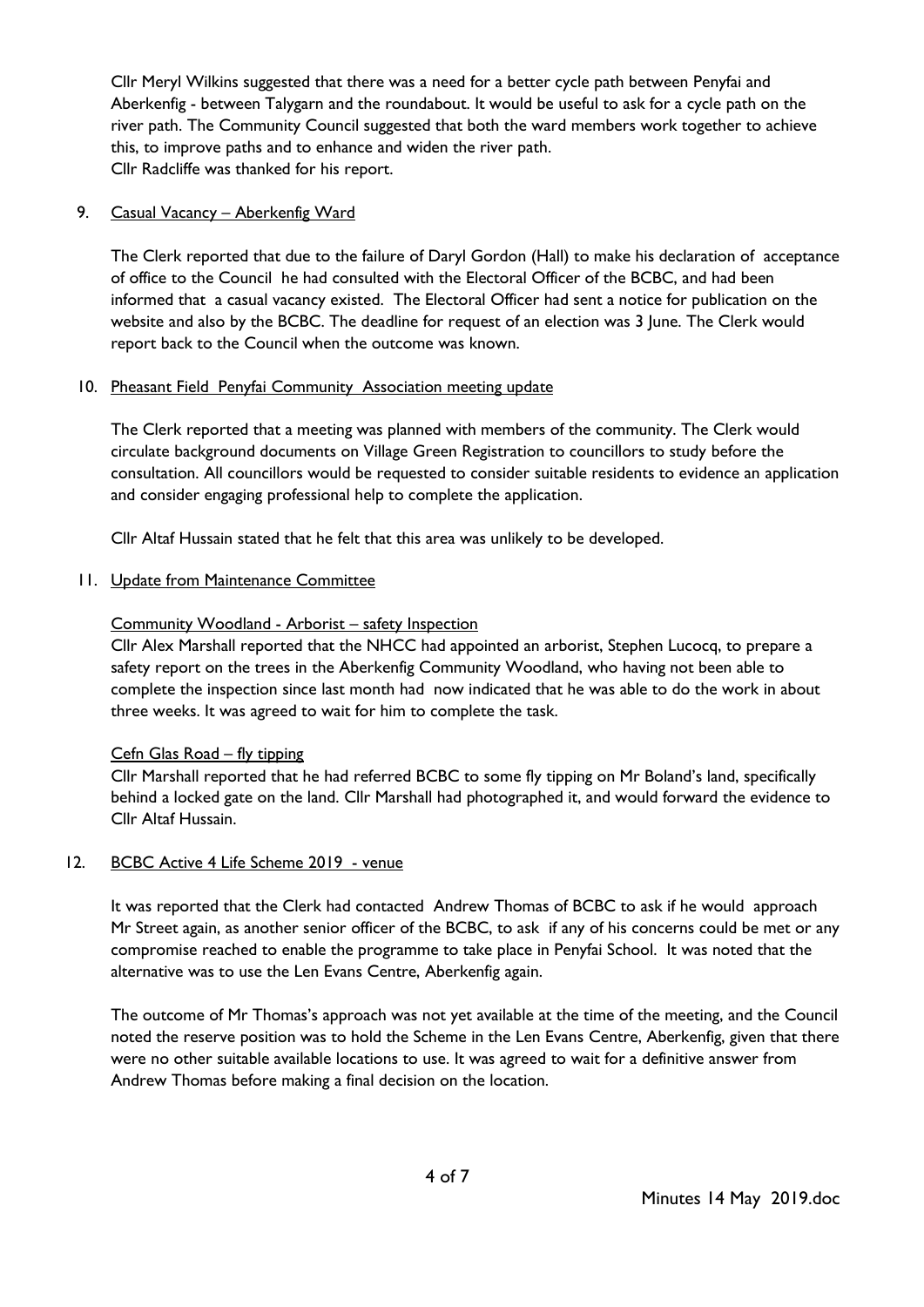Cllr Meryl Wilkins suggested that there was a need for a better cycle path between Penyfai and Aberkenfig - between Talygarn and the roundabout. It would be useful to ask for a cycle path on the river path. The Community Council suggested that both the ward members work together to achieve this, to improve paths and to enhance and widen the river path.
Cllr Radcliffe was thanked for his report.

9. Casual Vacancy – Aberkenfig Ward

   The Clerk reported that due to the failure of Daryl Gordon (Hall) to make his declaration of acceptance of office to the Council he had consulted with the Electoral Officer of the BCBC, and had been informed that a casual vacancy existed. The Electoral Officer had sent a notice for publication on the website and also by the BCBC. The deadline for request of an election was 3 June. The Clerk would report back to the Council when the outcome was known.

10. Pheasant Field Penyfai Community Association meeting update

    The Clerk reported that a meeting was planned with members of the community. The Clerk would circulate background documents on Village Green Registration to councillors to study before the consultation. All councillors would be requested to consider suitable residents to evidence an application and consider engaging professional help to complete the application.

    Cllr Altaf Hussain stated that he felt that this area was unlikely to be developed.

11. Update from Maintenance Committee

    Community Woodland - Arborist – safety Inspection
    Cllr Alex Marshall reported that the NHCC had appointed an arborist, Stephen Lucocq, to prepare a safety report on the trees in the Aberkenfig Community Woodland, who having not been able to complete the inspection since last month had now indicated that he was able to do the work in about three weeks. It was agreed to wait for him to complete the task.

    Cefn Glas Road – fly tipping
    Cllr Marshall reported that he had referred BCBC to some fly tipping on Mr Boland's land, specifically behind a locked gate on the land. Cllr Marshall had photographed it, and would forward the evidence to Cllr Altaf Hussain.

12. BCBC Active 4 Life Scheme 2019 - venue

    It was reported that the Clerk had contacted Andrew Thomas of BCBC to ask if he would approach Mr Street again, as another senior officer of the BCBC, to ask if any of his concerns could be met or any compromise reached to enable the programme to take place in Penyfai School. It was noted that the alternative was to use the Len Evans Centre, Aberkenfig again.

    The outcome of Mr Thomas's approach was not yet available at the time of the meeting, and the Council noted the reserve position was to hold the Scheme in the Len Evans Centre, Aberkenfig, given that there were no other suitable available locations to use. It was agreed to wait for a definitive answer from Andrew Thomas before making a final decision on the location.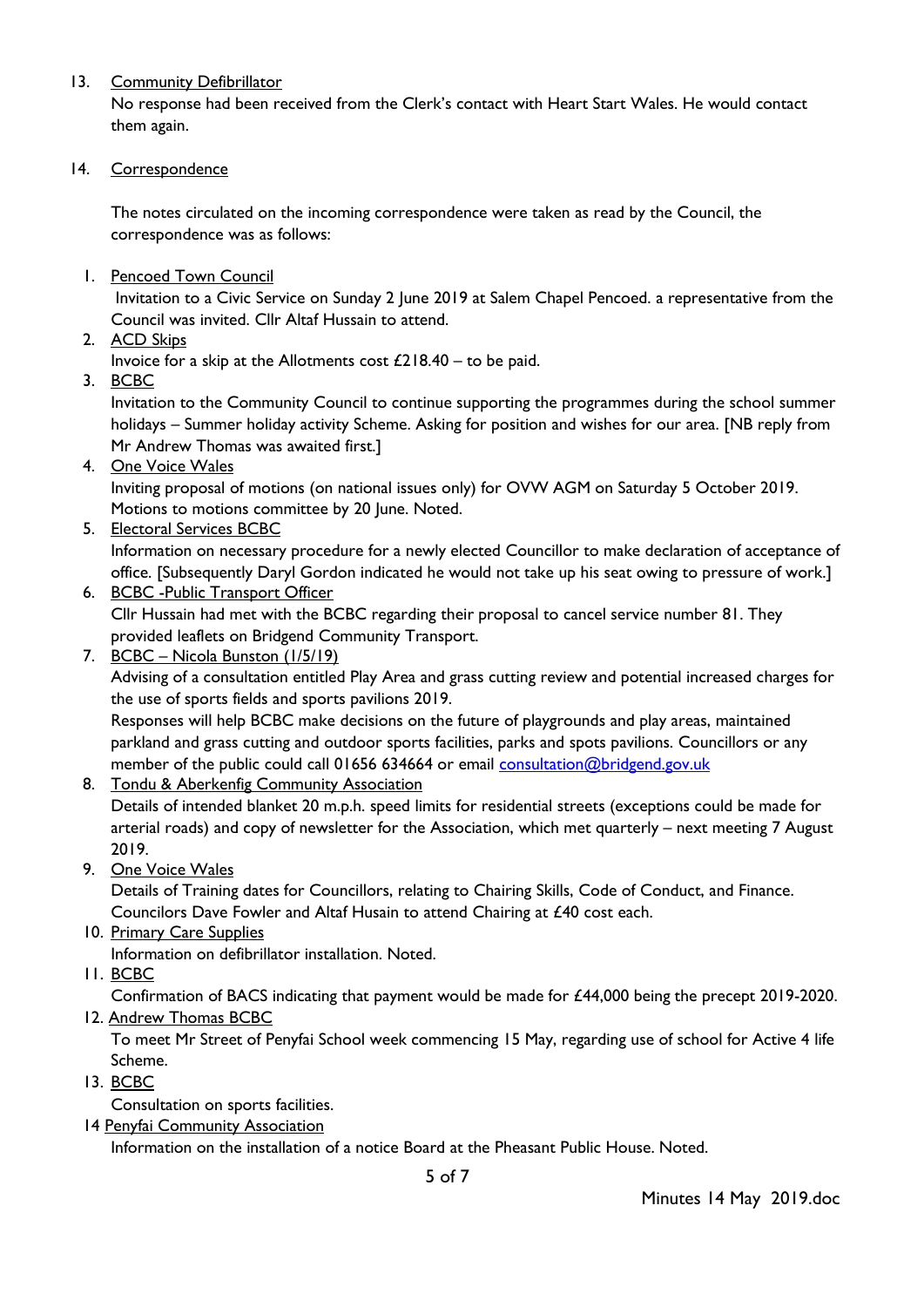13. Community Defibrillator

    No response had been received from the Clerk's contact with Heart Start Wales. He would contact them again.

14. Correspondence

    The notes circulated on the incoming correspondence were taken as read by the Council, the correspondence was as follows:

1. Pencoed Town Council
   Invitation to a Civic Service on Sunday 2 June 2019 at Salem Chapel Pencoed. a representative from the Council was invited. Cllr Altaf Hussain to attend.
2. ACD Skips
   Invoice for a skip at the Allotments cost £218.40 – to be paid.
3. BCBC
   Invitation to the Community Council to continue supporting the programmes during the school summer holidays – Summer holiday activity Scheme. Asking for position and wishes for our area. [NB reply from Mr Andrew Thomas was awaited first.]
4. One Voice Wales
   Inviting proposal of motions (on national issues only) for OVW AGM on Saturday 5 October 2019. Motions to motions committee by 20 June. Noted.
5. Electoral Services BCBC
   Information on necessary procedure for a newly elected Councillor to make declaration of acceptance of office. [Subsequently Daryl Gordon indicated he would not take up his seat owing to pressure of work.]
6. BCBC -Public Transport Officer
   Cllr Hussain had met with the BCBC regarding their proposal to cancel service number 81. They provided leaflets on Bridgend Community Transport.
7. BCBC – Nicola Bunston (1/5/19)
   Advising of a consultation entitled Play Area and grass cutting review and potential increased charges for the use of sports fields and sports pavilions 2019.
   Responses will help BCBC make decisions on the future of playgrounds and play areas, maintained parkland and grass cutting and outdoor sports facilities, parks and spots pavilions. Councillors or any member of the public could call 01656 634664 or email consultation@bridgend.gov.uk
8. Tondu & Aberkenfig Community Association
   Details of intended blanket 20 m.p.h. speed limits for residential streets (exceptions could be made for arterial roads) and copy of newsletter for the Association, which met quarterly – next meeting 7 August 2019.
9. One Voice Wales
   Details of Training dates for Councillors, relating to Chairing Skills, Code of Conduct, and Finance. Councilors Dave Fowler and Altaf Husain to attend Chairing at £40 cost each.
10. Primary Care Supplies
    Information on defibrillator installation. Noted.
11. BCBC
    Confirmation of BACS indicating that payment would be made for £44,000 being the precept 2019-2020.
12. Andrew Thomas BCBC
    To meet Mr Street of Penyfai School week commencing 15 May, regarding use of school for Active 4 life Scheme.
13. BCBC
    Consultation on sports facilities.
14. Penyfai Community Association
    Information on the installation of a notice Board at the Pheasant Public House. Noted.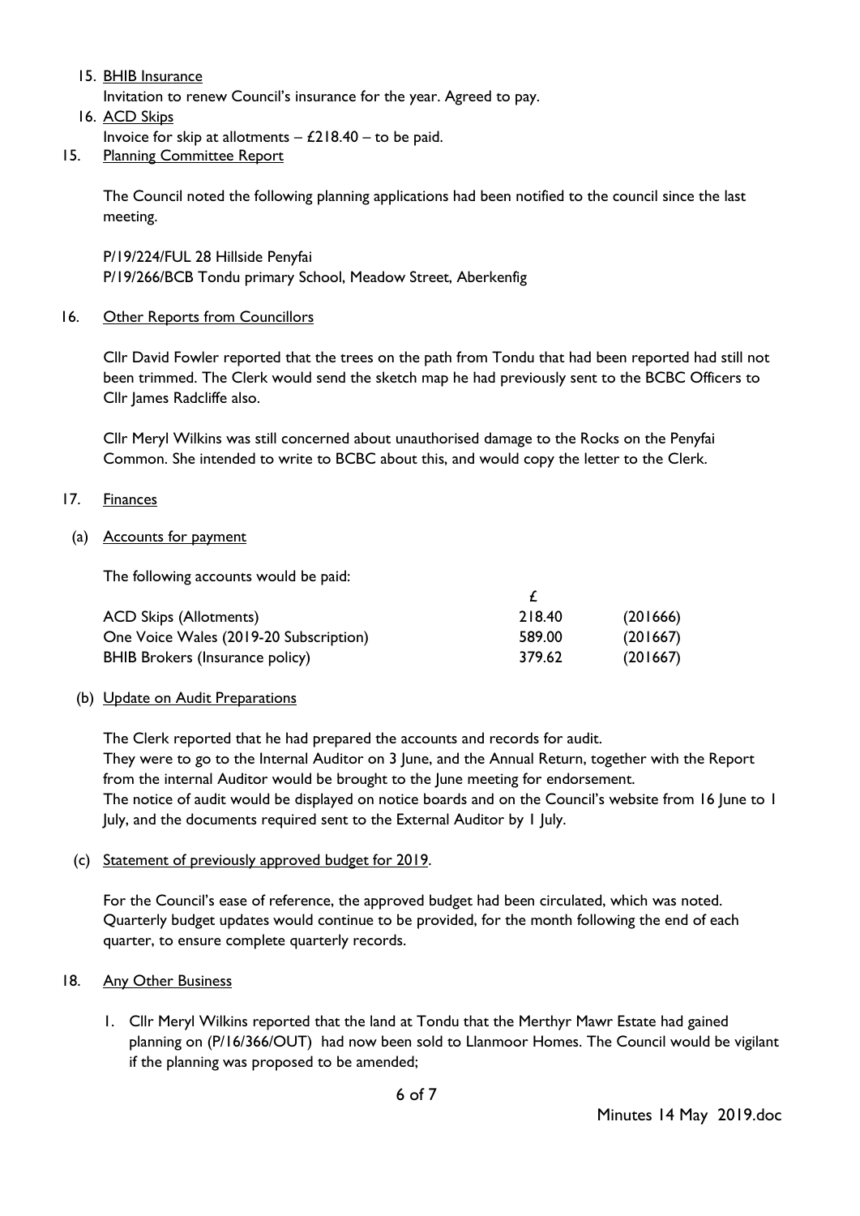15. <u>BHIB Insurance</u>

    Invitation to renew Council's insurance for the year. Agreed to pay.

16. <u>ACD Skips</u>

    Invoice for skip at allotments – £218.40 – to be paid.

15. <u>Planning Committee Report</u>

The Council noted the following planning applications had been notified to the council since the last meeting.

P/19/224/FUL 28 Hillside Penyfai
P/19/266/BCB Tondu primary School, Meadow Street, Aberkenfig

16. <u>Other Reports from Councillors</u>

Cllr David Fowler reported that the trees on the path from Tondu that had been reported had still not been trimmed. The Clerk would send the sketch map he had previously sent to the BCBC Officers to Cllr James Radcliffe also.

Cllr Meryl Wilkins was still concerned about unauthorised damage to the Rocks on the Penyfai Common. She intended to write to BCBC about this, and would copy the letter to the Clerk.

17. <u>Finances</u>

(a) <u>Accounts for payment</u>

The following accounts would be paid:

| | £ | |
|---|---|---|
| ACD Skips (Allotments) | 218.40 | (201666) |
| One Voice Wales (2019-20 Subscription) | 589.00 | (201667) |
| BHIB Brokers (Insurance policy) | 379.62 | (201667) |

(b) <u>Update on Audit Preparations</u>

The Clerk reported that he had prepared the accounts and records for audit.
They were to go to the Internal Auditor on 3 June, and the Annual Return, together with the Report from the internal Auditor would be brought to the June meeting for endorsement.
The notice of audit would be displayed on notice boards and on the Council's website from 16 June to 1 July, and the documents required sent to the External Auditor by 1 July.

(c) <u>Statement of previously approved budget for 2019</u>.

For the Council's ease of reference, the approved budget had been circulated, which was noted. Quarterly budget updates would continue to be provided, for the month following the end of each quarter, to ensure complete quarterly records.

18. <u>Any Other Business</u>

1. Cllr Meryl Wilkins reported that the land at Tondu that the Merthyr Mawr Estate had gained planning on (P/16/366/OUT) had now been sold to Llanmoor Homes. The Council would be vigilant if the planning was proposed to be amended;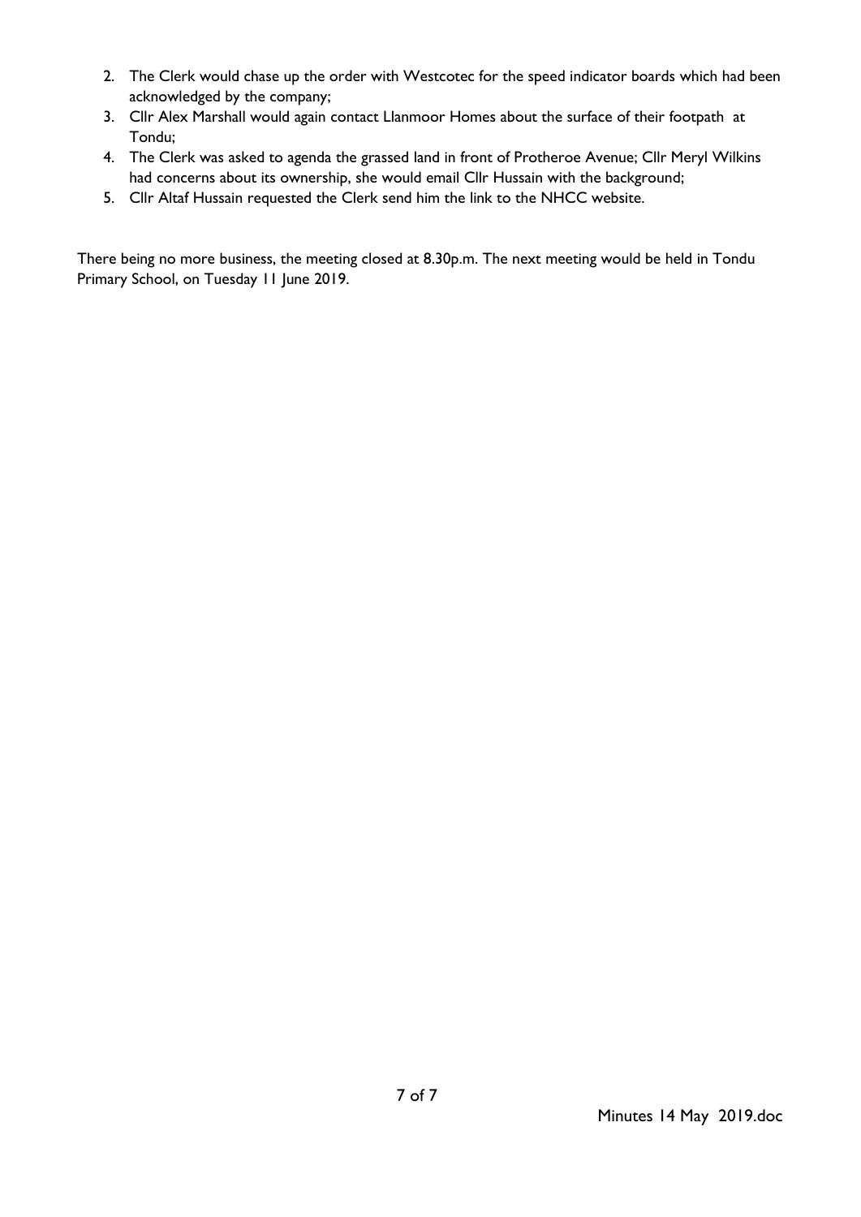2. The Clerk would chase up the order with Westcotec for the speed indicator boards which had been acknowledged by the company;
3. Cllr Alex Marshall would again contact Llanmoor Homes about the surface of their footpath at Tondu;
4. The Clerk was asked to agenda the grassed land in front of Protheroe Avenue; Cllr Meryl Wilkins had concerns about its ownership, she would email Cllr Hussain with the background;
5. Cllr Altaf Hussain requested the Clerk send him the link to the NHCC website.

There being no more business, the meeting closed at 8.30p.m. The next meeting would be held in Tondu Primary School, on Tuesday 11 June 2019.